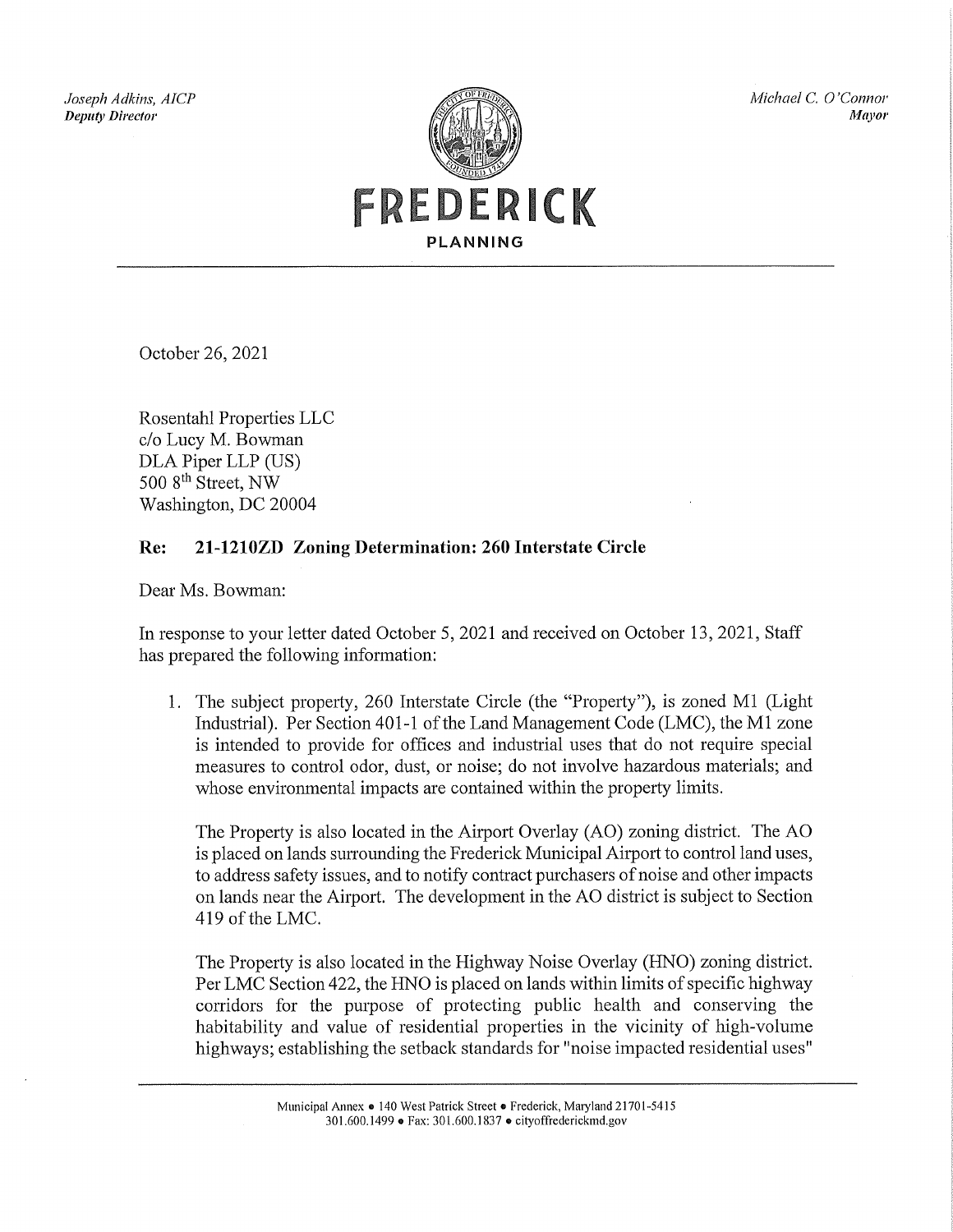*Joseph Adkins, AICP*
***Deputy Director***

*Michael C. O'Connor*
*Mayor*

# FREDERICK

**PLANNING**

October 26, 2021

Rosentahl Properties LLC
c/o Lucy M. Bowman
DLA Piper LLP (US)
500 8th Street, NW
Washington, DC 20004

**Re: 21-1210ZD Zoning Determination: 260 Interstate Circle**

Dear Ms. Bowman:

In response to your letter dated October 5, 2021 and received on October 13, 2021, Staff has prepared the following information:

1. The subject property, 260 Interstate Circle (the "Property"), is zoned M1 (Light Industrial). Per Section 401-1 of the Land Management Code (LMC), the M1 zone is intended to provide for offices and industrial uses that do not require special measures to control odor, dust, or noise; do not involve hazardous materials; and whose environmental impacts are contained within the property limits.

   The Property is also located in the Airport Overlay (AO) zoning district. The AO is placed on lands surrounding the Frederick Municipal Airport to control land uses, to address safety issues, and to notify contract purchasers of noise and other impacts on lands near the Airport. The development in the AO district is subject to Section 419 of the LMC.

   The Property is also located in the Highway Noise Overlay (HNO) zoning district. Per LMC Section 422, the HNO is placed on lands within limits of specific highway corridors for the purpose of protecting public health and conserving the habitability and value of residential properties in the vicinity of high-volume highways; establishing the setback standards for "noise impacted residential uses"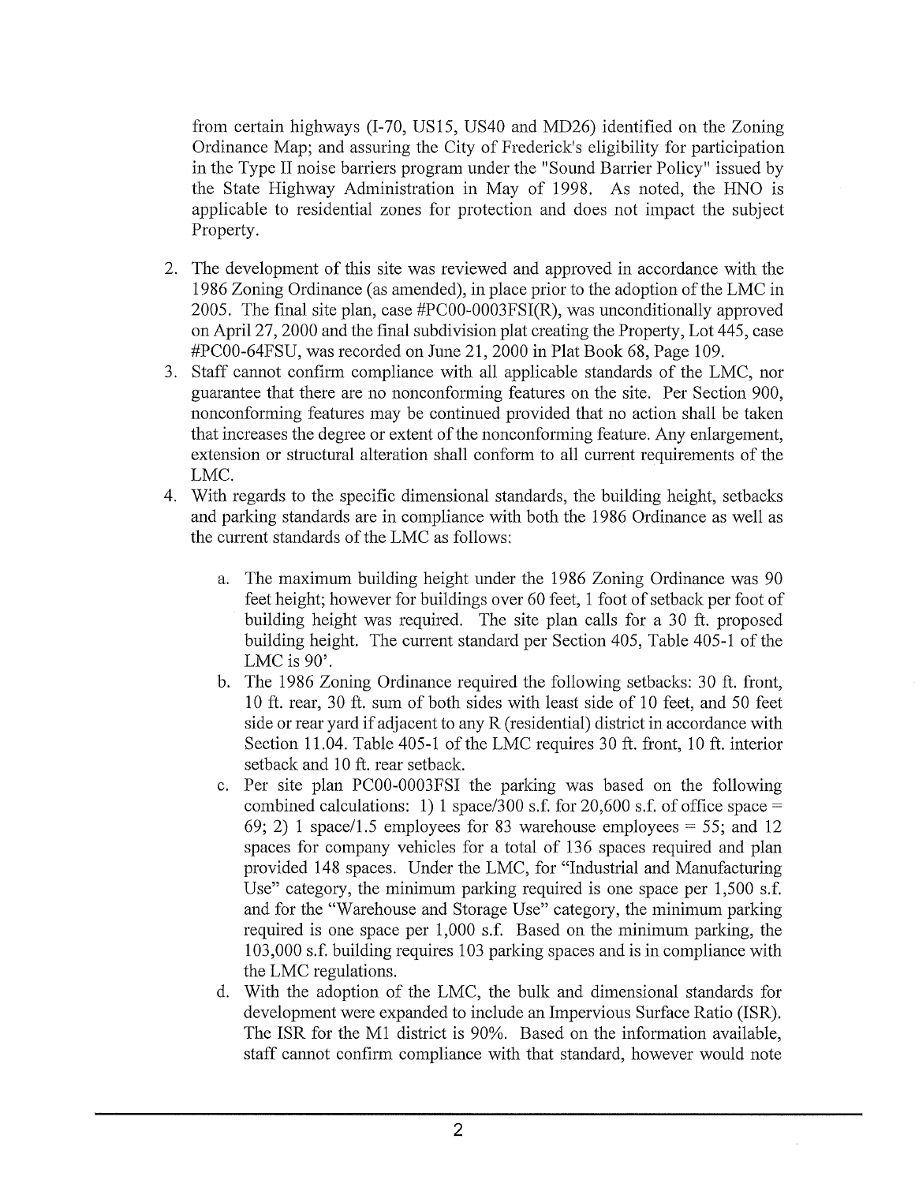from certain highways (I-70, US15, US40 and MD26) identified on the Zoning Ordinance Map; and assuring the City of Frederick's eligibility for participation in the Type II noise barriers program under the "Sound Barrier Policy" issued by the State Highway Administration in May of 1998. As noted, the HNO is applicable to residential zones for protection and does not impact the subject Property.

2. The development of this site was reviewed and approved in accordance with the 1986 Zoning Ordinance (as amended), in place prior to the adoption of the LMC in 2005. The final site plan, case #PC00-0003FSI(R), was unconditionally approved on April 27, 2000 and the final subdivision plat creating the Property, Lot 445, case #PC00-64FSU, was recorded on June 21, 2000 in Plat Book 68, Page 109.
3. Staff cannot confirm compliance with all applicable standards of the LMC, nor guarantee that there are no nonconforming features on the site. Per Section 900, nonconforming features may be continued provided that no action shall be taken that increases the degree or extent of the nonconforming feature. Any enlargement, extension or structural alteration shall conform to all current requirements of the LMC.
4. With regards to the specific dimensional standards, the building height, setbacks and parking standards are in compliance with both the 1986 Ordinance as well as the current standards of the LMC as follows:

    a. The maximum building height under the 1986 Zoning Ordinance was 90 feet height; however for buildings over 60 feet, 1 foot of setback per foot of building height was required. The site plan calls for a 30 ft. proposed building height. The current standard per Section 405, Table 405-1 of the LMC is 90'.

    b. The 1986 Zoning Ordinance required the following setbacks: 30 ft. front, 10 ft. rear, 30 ft. sum of both sides with least side of 10 feet, and 50 feet side or rear yard if adjacent to any R (residential) district in accordance with Section 11.04. Table 405-1 of the LMC requires 30 ft. front, 10 ft. interior setback and 10 ft. rear setback.

    c. Per site plan PC00-0003FSI the parking was based on the following combined calculations: 1) 1 space/300 s.f. for 20,600 s.f. of office space = 69; 2) 1 space/1.5 employees for 83 warehouse employees = 55; and 12 spaces for company vehicles for a total of 136 spaces required and plan provided 148 spaces. Under the LMC, for "Industrial and Manufacturing Use" category, the minimum parking required is one space per 1,500 s.f. and for the "Warehouse and Storage Use" category, the minimum parking required is one space per 1,000 s.f. Based on the minimum parking, the 103,000 s.f. building requires 103 parking spaces and is in compliance with the LMC regulations.

    d. With the adoption of the LMC, the bulk and dimensional standards for development were expanded to include an Impervious Surface Ratio (ISR). The ISR for the M1 district is 90%. Based on the information available, staff cannot confirm compliance with that standard, however would note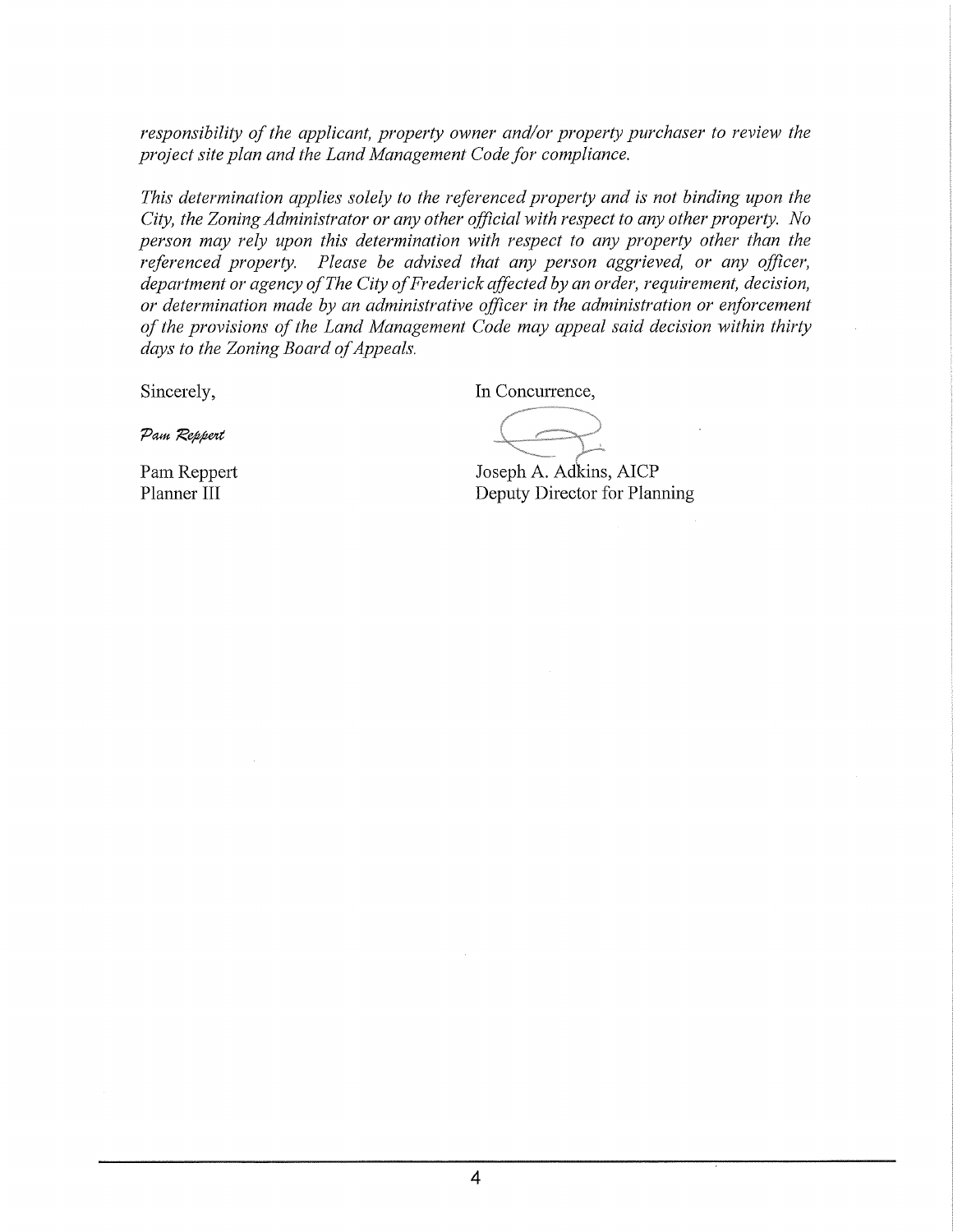*responsibility of the applicant, property owner and/or property purchaser to review the project site plan and the Land Management Code for compliance.*

*This determination applies solely to the referenced property and is not binding upon the City, the Zoning Administrator or any other official with respect to any other property. No person may rely upon this determination with respect to any property other than the referenced property. Please be advised that any person aggrieved, or any officer, department or agency of The City of Frederick affected by an order, requirement, decision, or determination made by an administrative officer in the administration or enforcement of the provisions of the Land Management Code may appeal said decision within thirty days to the Zoning Board of Appeals.*

Sincerely,

*Pam Reppert*

Pam Reppert
Planner III

In Concurrence,

Joseph A. Adkins, AICP
Deputy Director for Planning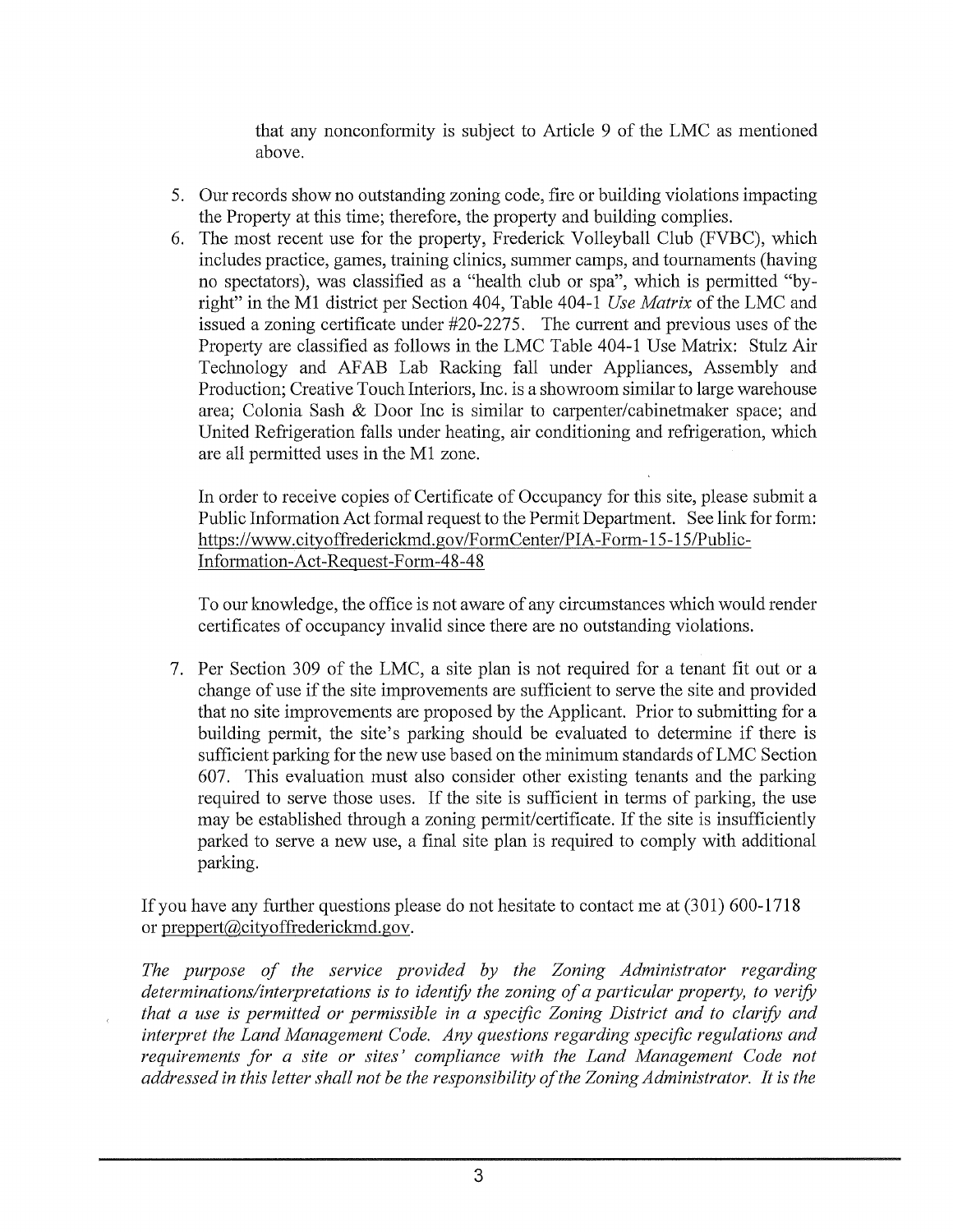that any nonconformity is subject to Article 9 of the LMC as mentioned above.

5. Our records show no outstanding zoning code, fire or building violations impacting the Property at this time; therefore, the property and building complies.
6. The most recent use for the property, Frederick Volleyball Club (FVBC), which includes practice, games, training clinics, summer camps, and tournaments (having no spectators), was classified as a "health club or spa", which is permitted "by-right" in the M1 district per Section 404, Table 404-1 *Use Matrix* of the LMC and issued a zoning certificate under #20-2275. The current and previous uses of the Property are classified as follows in the LMC Table 404-1 Use Matrix: Stulz Air Technology and AFAB Lab Racking fall under Appliances, Assembly and Production; Creative Touch Interiors, Inc. is a showroom similar to large warehouse area; Colonia Sash & Door Inc is similar to carpenter/cabinetmaker space; and United Refrigeration falls under heating, air conditioning and refrigeration, which are all permitted uses in the M1 zone.

   In order to receive copies of Certificate of Occupancy for this site, please submit a Public Information Act formal request to the Permit Department. See link for form: https://www.cityoffrederickmd.gov/FormCenter/PIA-Form-15-15/Public-Information-Act-Request-Form-48-48

   To our knowledge, the office is not aware of any circumstances which would render certificates of occupancy invalid since there are no outstanding violations.

7. Per Section 309 of the LMC, a site plan is not required for a tenant fit out or a change of use if the site improvements are sufficient to serve the site and provided that no site improvements are proposed by the Applicant. Prior to submitting for a building permit, the site's parking should be evaluated to determine if there is sufficient parking for the new use based on the minimum standards of LMC Section 607. This evaluation must also consider other existing tenants and the parking required to serve those uses. If the site is sufficient in terms of parking, the use may be established through a zoning permit/certificate. If the site is insufficiently parked to serve a new use, a final site plan is required to comply with additional parking.

If you have any further questions please do not hesitate to contact me at (301) 600-1718 or preppert@cityoffrederickmd.gov.

*The purpose of the service provided by the Zoning Administrator regarding determinations/interpretations is to identify the zoning of a particular property, to verify that a use is permitted or permissible in a specific Zoning District and to clarify and interpret the Land Management Code. Any questions regarding specific regulations and requirements for a site or sites' compliance with the Land Management Code not addressed in this letter shall not be the responsibility of the Zoning Administrator. It is the*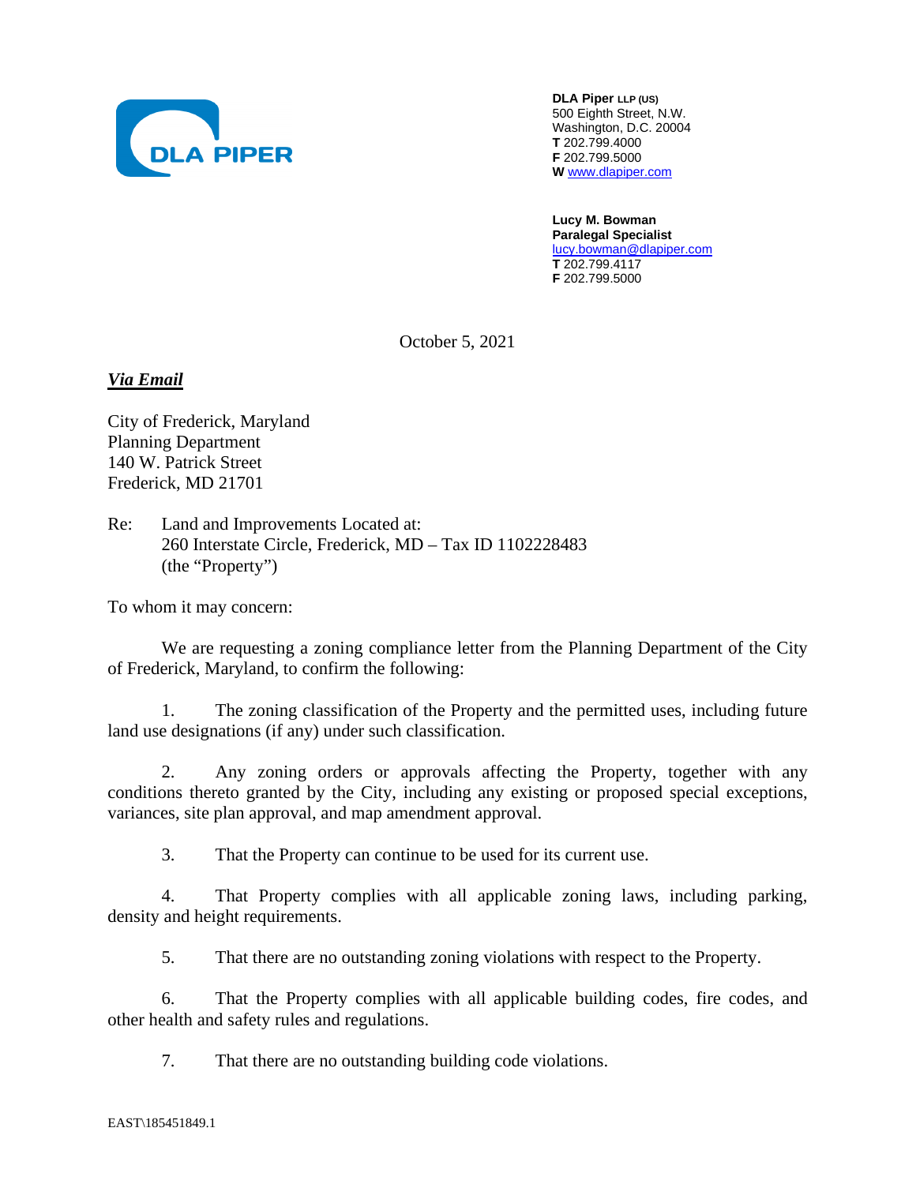DLA PIPER

**DLA Piper** LLP (US)
500 Eighth Street, N.W.
Washington, D.C. 20004
**T** 202.799.4000
**F** 202.799.5000
**W** www.dlapiper.com

**Lucy M. Bowman**
**Paralegal Specialist**
lucy.bowman@dlapiper.com
**T** 202.799.4117
**F** 202.799.5000

October 5, 2021

***Via Email***

City of Frederick, Maryland
Planning Department
140 W. Patrick Street
Frederick, MD 21701

Re: Land and Improvements Located at:
260 Interstate Circle, Frederick, MD – Tax ID 1102228483
(the "Property")

To whom it may concern:

We are requesting a zoning compliance letter from the Planning Department of the City of Frederick, Maryland, to confirm the following:

1. The zoning classification of the Property and the permitted uses, including future land use designations (if any) under such classification.

2. Any zoning orders or approvals affecting the Property, together with any conditions thereto granted by the City, including any existing or proposed special exceptions, variances, site plan approval, and map amendment approval.

3. That the Property can continue to be used for its current use.

4. That Property complies with all applicable zoning laws, including parking, density and height requirements.

5. That there are no outstanding zoning violations with respect to the Property.

6. That the Property complies with all applicable building codes, fire codes, and other health and safety rules and regulations.

7. That there are no outstanding building code violations.

EAST\185451849.1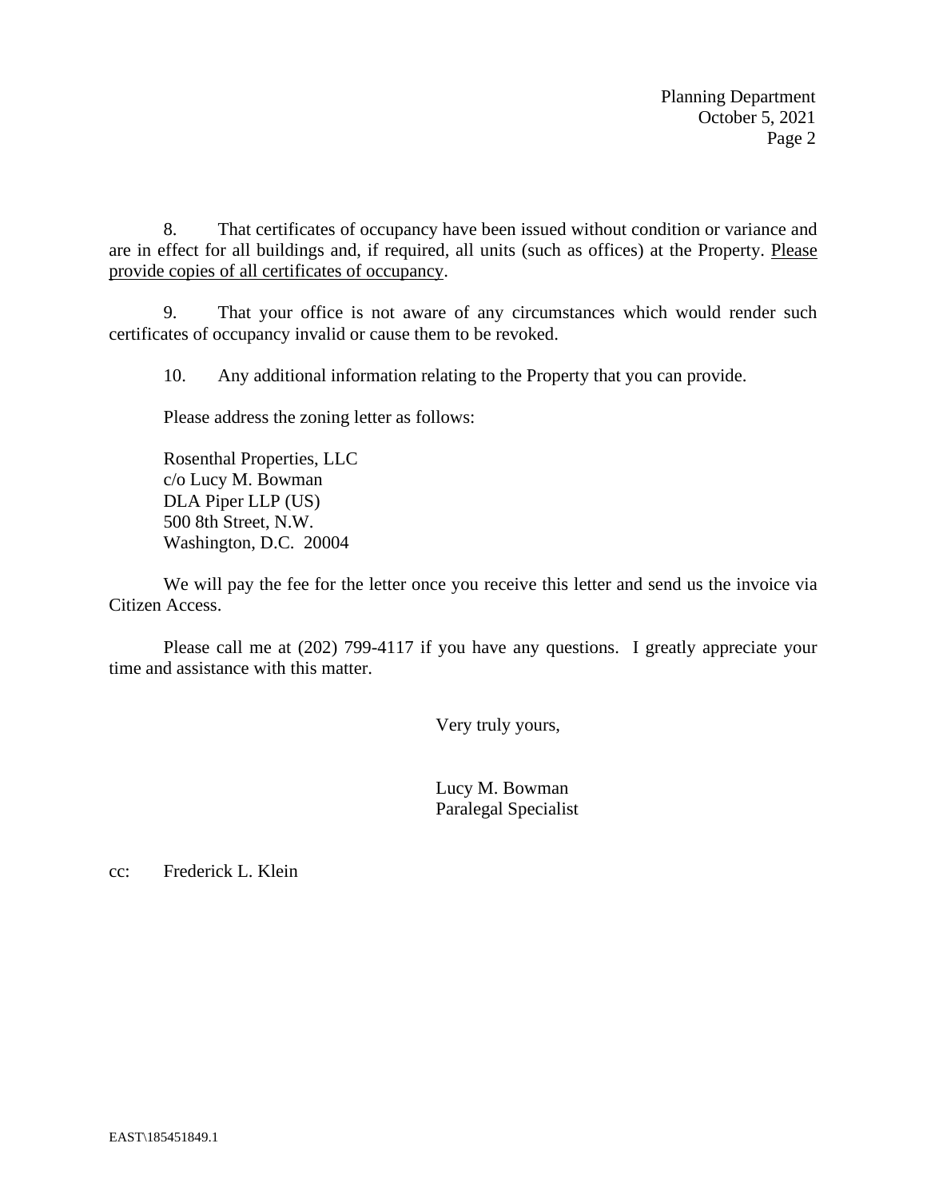8. That certificates of occupancy have been issued without condition or variance and are in effect for all buildings and, if required, all units (such as offices) at the Property. <u>Please provide copies of all certificates of occupancy</u>.

9. That your office is not aware of any circumstances which would render such certificates of occupancy invalid or cause them to be revoked.

10. Any additional information relating to the Property that you can provide.

Please address the zoning letter as follows:

Rosenthal Properties, LLC
c/o Lucy M. Bowman
DLA Piper LLP (US)
500 8th Street, N.W.
Washington, D.C. 20004

We will pay the fee for the letter once you receive this letter and send us the invoice via Citizen Access.

Please call me at (202) 799-4117 if you have any questions. I greatly appreciate your time and assistance with this matter.

Very truly yours,

Lucy M. Bowman
Paralegal Specialist

cc: Frederick L. Klein

EAST\185451849.1